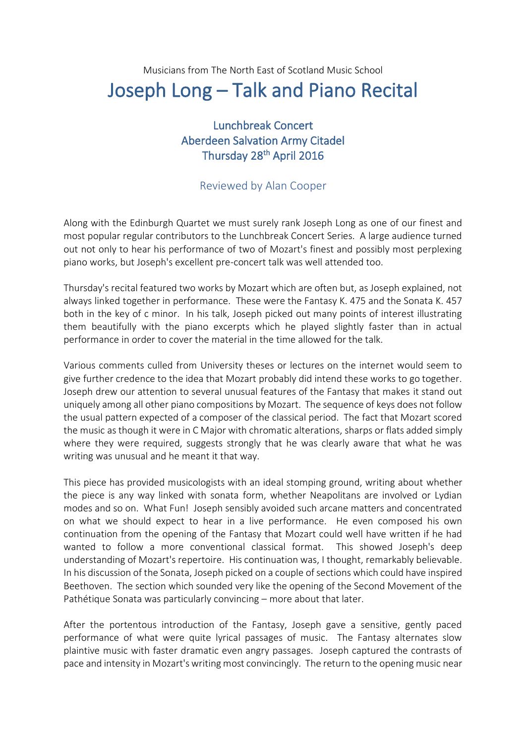Musicians from The North East of Scotland Music School

# Joseph Long – Talk and Piano Recital

### Lunchbreak Concert
### Aberdeen Salvation Army Citadel
### Thursday 28th April 2016

Reviewed by Alan Cooper

Along with the Edinburgh Quartet we must surely rank Joseph Long as one of our finest and most popular regular contributors to the Lunchbreak Concert Series. A large audience turned out not only to hear his performance of two of Mozart's finest and possibly most perplexing piano works, but Joseph's excellent pre-concert talk was well attended too.

Thursday's recital featured two works by Mozart which are often but, as Joseph explained, not always linked together in performance. These were the Fantasy K. 475 and the Sonata K. 457 both in the key of c minor. In his talk, Joseph picked out many points of interest illustrating them beautifully with the piano excerpts which he played slightly faster than in actual performance in order to cover the material in the time allowed for the talk.

Various comments culled from University theses or lectures on the internet would seem to give further credence to the idea that Mozart probably did intend these works to go together. Joseph drew our attention to several unusual features of the Fantasy that makes it stand out uniquely among all other piano compositions by Mozart. The sequence of keys does not follow the usual pattern expected of a composer of the classical period. The fact that Mozart scored the music as though it were in C Major with chromatic alterations, sharps or flats added simply where they were required, suggests strongly that he was clearly aware that what he was writing was unusual and he meant it that way.

This piece has provided musicologists with an ideal stomping ground, writing about whether the piece is any way linked with sonata form, whether Neapolitans are involved or Lydian modes and so on. What Fun! Joseph sensibly avoided such arcane matters and concentrated on what we should expect to hear in a live performance. He even composed his own continuation from the opening of the Fantasy that Mozart could well have written if he had wanted to follow a more conventional classical format. This showed Joseph's deep understanding of Mozart's repertoire. His continuation was, I thought, remarkably believable. In his discussion of the Sonata, Joseph picked on a couple of sections which could have inspired Beethoven. The section which sounded very like the opening of the Second Movement of the Pathétique Sonata was particularly convincing – more about that later.

After the portentous introduction of the Fantasy, Joseph gave a sensitive, gently paced performance of what were quite lyrical passages of music. The Fantasy alternates slow plaintive music with faster dramatic even angry passages. Joseph captured the contrasts of pace and intensity in Mozart's writing most convincingly. The return to the opening music near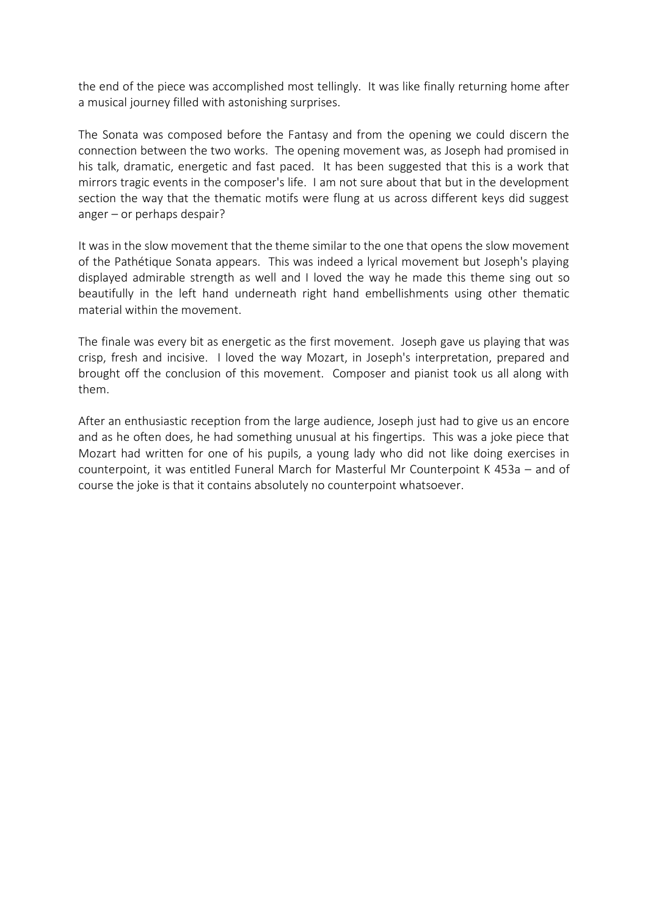the end of the piece was accomplished most tellingly. It was like finally returning home after a musical journey filled with astonishing surprises.

The Sonata was composed before the Fantasy and from the opening we could discern the connection between the two works. The opening movement was, as Joseph had promised in his talk, dramatic, energetic and fast paced. It has been suggested that this is a work that mirrors tragic events in the composer's life. I am not sure about that but in the development section the way that the thematic motifs were flung at us across different keys did suggest anger – or perhaps despair?

It was in the slow movement that the theme similar to the one that opens the slow movement of the Pathétique Sonata appears. This was indeed a lyrical movement but Joseph's playing displayed admirable strength as well and I loved the way he made this theme sing out so beautifully in the left hand underneath right hand embellishments using other thematic material within the movement.

The finale was every bit as energetic as the first movement. Joseph gave us playing that was crisp, fresh and incisive. I loved the way Mozart, in Joseph's interpretation, prepared and brought off the conclusion of this movement. Composer and pianist took us all along with them.

After an enthusiastic reception from the large audience, Joseph just had to give us an encore and as he often does, he had something unusual at his fingertips. This was a joke piece that Mozart had written for one of his pupils, a young lady who did not like doing exercises in counterpoint, it was entitled Funeral March for Masterful Mr Counterpoint K 453a – and of course the joke is that it contains absolutely no counterpoint whatsoever.